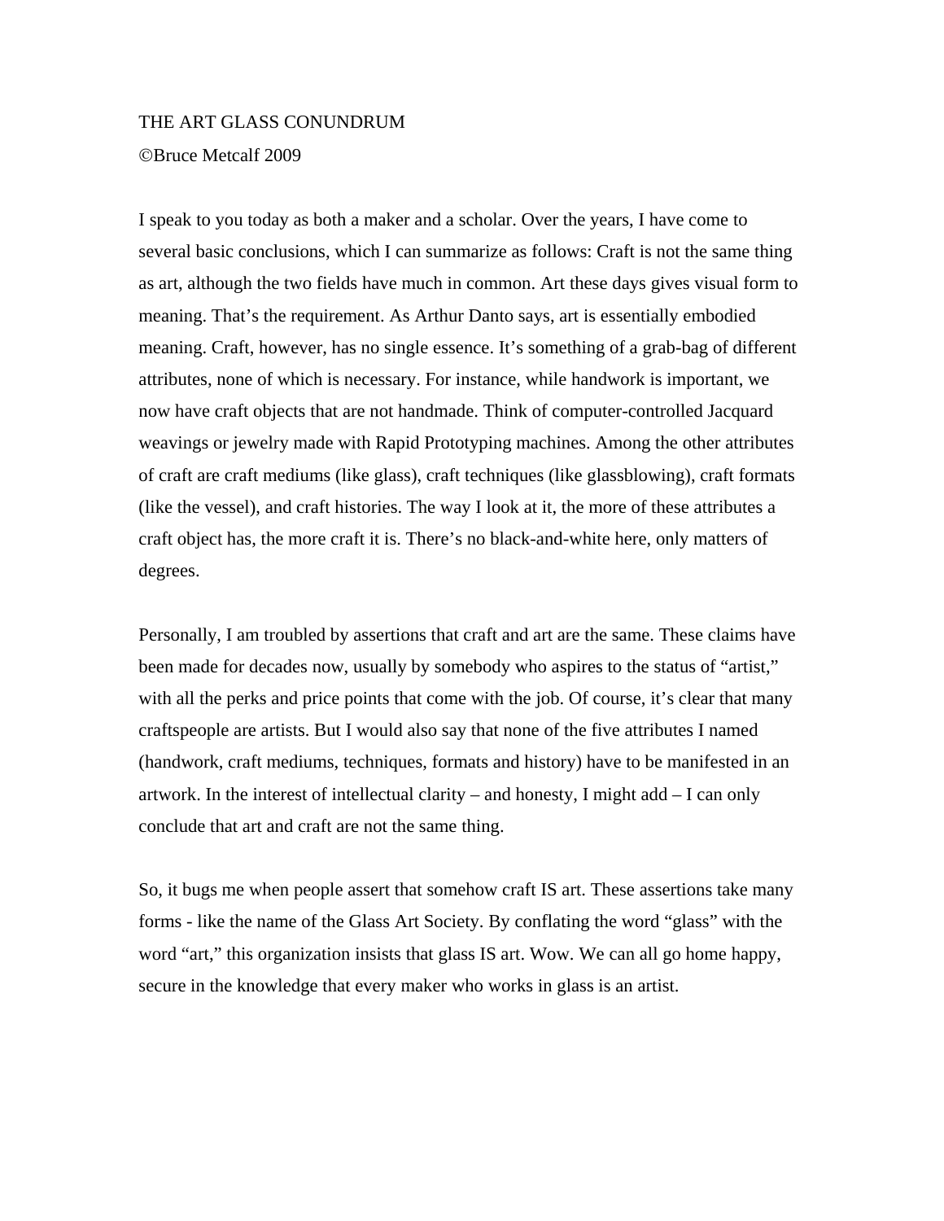# THE ART GLASS CONUNDRUM

©Bruce Metcalf 2009

I speak to you today as both a maker and a scholar. Over the years, I have come to several basic conclusions, which I can summarize as follows: Craft is not the same thing as art, although the two fields have much in common. Art these days gives visual form to meaning. That's the requirement. As Arthur Danto says, art is essentially embodied meaning. Craft, however, has no single essence. It's something of a grab-bag of different attributes, none of which is necessary. For instance, while handwork is important, we now have craft objects that are not handmade. Think of computer-controlled Jacquard weavings or jewelry made with Rapid Prototyping machines. Among the other attributes of craft are craft mediums (like glass), craft techniques (like glassblowing), craft formats (like the vessel), and craft histories. The way I look at it, the more of these attributes a craft object has, the more craft it is. There's no black-and-white here, only matters of degrees.

Personally, I am troubled by assertions that craft and art are the same. These claims have been made for decades now, usually by somebody who aspires to the status of "artist," with all the perks and price points that come with the job. Of course, it's clear that many craftspeople are artists. But I would also say that none of the five attributes I named (handwork, craft mediums, techniques, formats and history) have to be manifested in an artwork. In the interest of intellectual clarity – and honesty, I might add – I can only conclude that art and craft are not the same thing.

So, it bugs me when people assert that somehow craft IS art. These assertions take many forms - like the name of the Glass Art Society. By conflating the word "glass" with the word "art," this organization insists that glass IS art. Wow. We can all go home happy, secure in the knowledge that every maker who works in glass is an artist.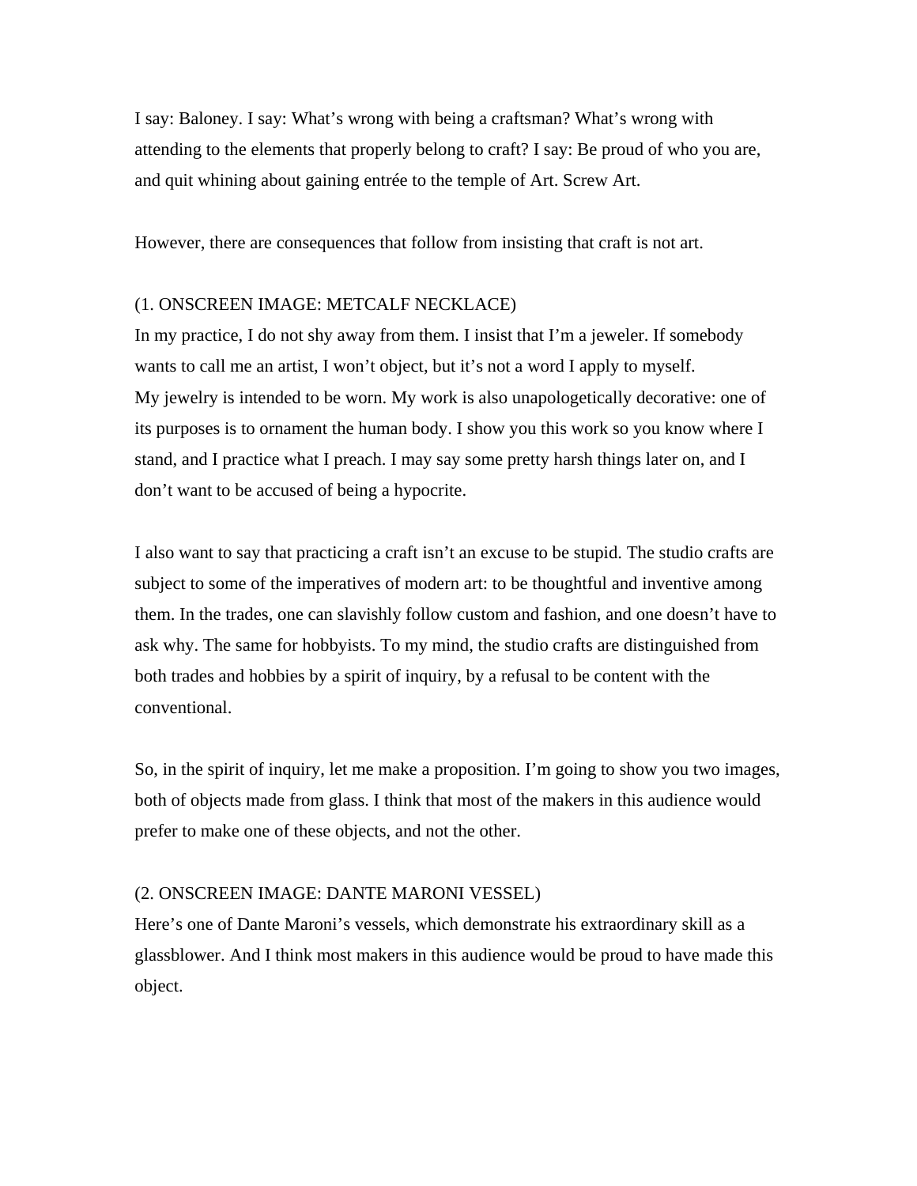I say: Baloney. I say: What's wrong with being a craftsman? What's wrong with attending to the elements that properly belong to craft? I say: Be proud of who you are, and quit whining about gaining entrée to the temple of Art. Screw Art.

However, there are consequences that follow from insisting that craft is not art.

(1. ONSCREEN IMAGE: METCALF NECKLACE)
In my practice, I do not shy away from them. I insist that I'm a jeweler. If somebody wants to call me an artist, I won't object, but it's not a word I apply to myself.
My jewelry is intended to be worn. My work is also unapologetically decorative: one of its purposes is to ornament the human body. I show you this work so you know where I stand, and I practice what I preach. I may say some pretty harsh things later on, and I don't want to be accused of being a hypocrite.

I also want to say that practicing a craft isn't an excuse to be stupid. The studio crafts are subject to some of the imperatives of modern art: to be thoughtful and inventive among them. In the trades, one can slavishly follow custom and fashion, and one doesn't have to ask why. The same for hobbyists. To my mind, the studio crafts are distinguished from both trades and hobbies by a spirit of inquiry, by a refusal to be content with the conventional.

So, in the spirit of inquiry, let me make a proposition. I'm going to show you two images, both of objects made from glass. I think that most of the makers in this audience would prefer to make one of these objects, and not the other.

(2. ONSCREEN IMAGE: DANTE MARONI VESSEL)
Here's one of Dante Maroni's vessels, which demonstrate his extraordinary skill as a glassblower. And I think most makers in this audience would be proud to have made this object.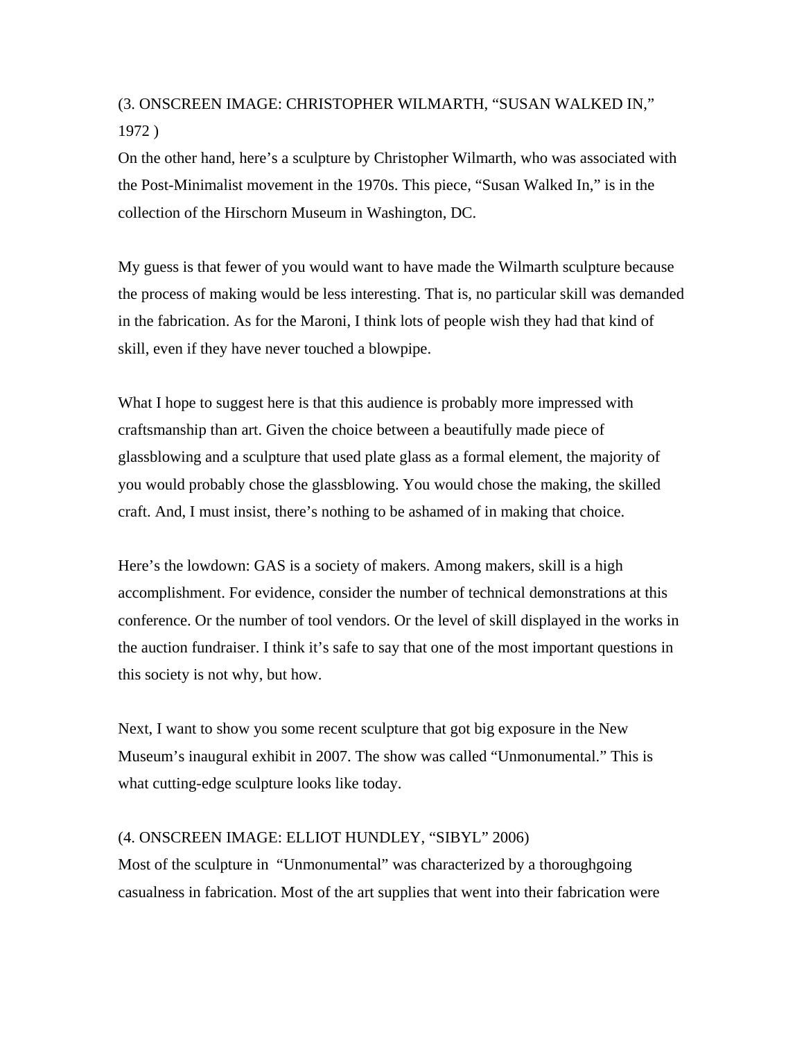(3. ONSCREEN IMAGE: CHRISTOPHER WILMARTH, "SUSAN WALKED IN," 1972 )

On the other hand, here's a sculpture by Christopher Wilmarth, who was associated with the Post-Minimalist movement in the 1970s. This piece, "Susan Walked In," is in the collection of the Hirschorn Museum in Washington, DC.

My guess is that fewer of you would want to have made the Wilmarth sculpture because the process of making would be less interesting. That is, no particular skill was demanded in the fabrication. As for the Maroni, I think lots of people wish they had that kind of skill, even if they have never touched a blowpipe.

What I hope to suggest here is that this audience is probably more impressed with craftsmanship than art. Given the choice between a beautifully made piece of glassblowing and a sculpture that used plate glass as a formal element, the majority of you would probably chose the glassblowing. You would chose the making, the skilled craft. And, I must insist, there's nothing to be ashamed of in making that choice.

Here's the lowdown: GAS is a society of makers. Among makers, skill is a high accomplishment. For evidence, consider the number of technical demonstrations at this conference. Or the number of tool vendors. Or the level of skill displayed in the works in the auction fundraiser. I think it's safe to say that one of the most important questions in this society is not why, but how.

Next, I want to show you some recent sculpture that got big exposure in the New Museum's inaugural exhibit in 2007. The show was called "Unmonumental." This is what cutting-edge sculpture looks like today.

(4. ONSCREEN IMAGE: ELLIOT HUNDLEY, "SIBYL" 2006)

Most of the sculpture in "Unmonumental" was characterized by a thoroughgoing casualness in fabrication. Most of the art supplies that went into their fabrication were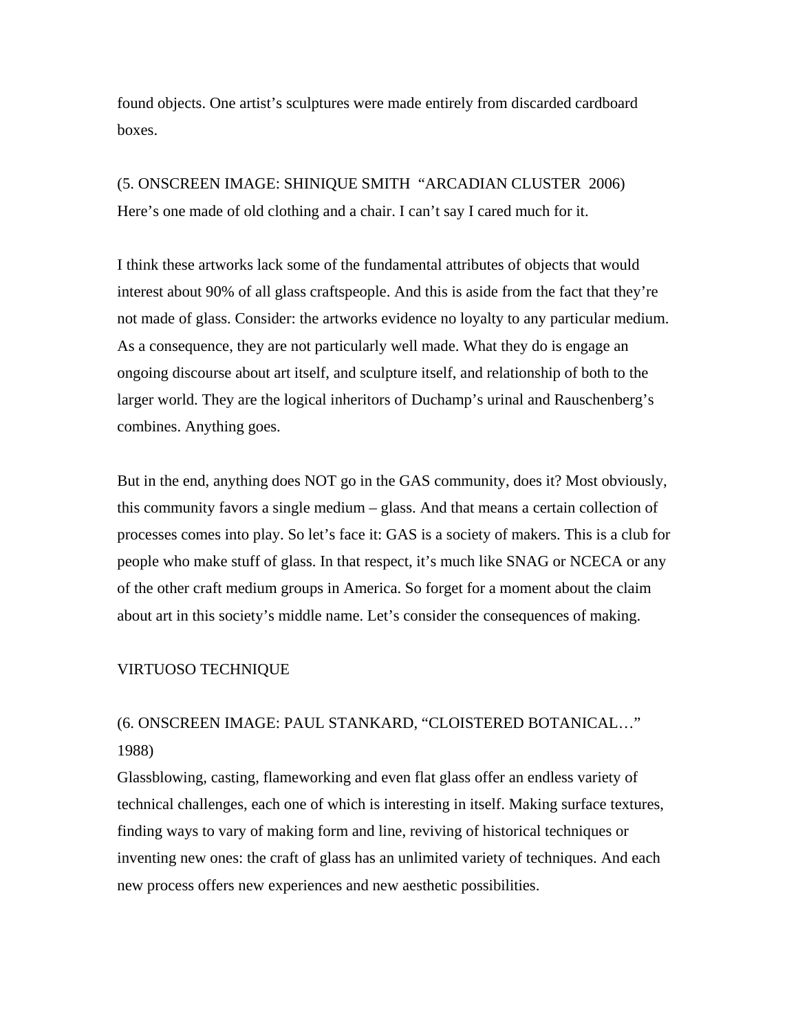found objects. One artist's sculptures were made entirely from discarded cardboard boxes.

(5. ONSCREEN IMAGE: SHINIQUE SMITH "ARCADIAN CLUSTER 2006)
Here's one made of old clothing and a chair. I can't say I cared much for it.

I think these artworks lack some of the fundamental attributes of objects that would interest about 90% of all glass craftspeople. And this is aside from the fact that they're not made of glass. Consider: the artworks evidence no loyalty to any particular medium. As a consequence, they are not particularly well made. What they do is engage an ongoing discourse about art itself, and sculpture itself, and relationship of both to the larger world. They are the logical inheritors of Duchamp's urinal and Rauschenberg's combines. Anything goes.

But in the end, anything does NOT go in the GAS community, does it? Most obviously, this community favors a single medium – glass. And that means a certain collection of processes comes into play. So let's face it: GAS is a society of makers. This is a club for people who make stuff of glass. In that respect, it's much like SNAG or NCECA or any of the other craft medium groups in America. So forget for a moment about the claim about art in this society's middle name. Let's consider the consequences of making.

## VIRTUOSO TECHNIQUE

(6. ONSCREEN IMAGE: PAUL STANKARD, "CLOISTERED BOTANICAL…" 1988)
Glassblowing, casting, flameworking and even flat glass offer an endless variety of technical challenges, each one of which is interesting in itself. Making surface textures, finding ways to vary of making form and line, reviving of historical techniques or inventing new ones: the craft of glass has an unlimited variety of techniques. And each new process offers new experiences and new aesthetic possibilities.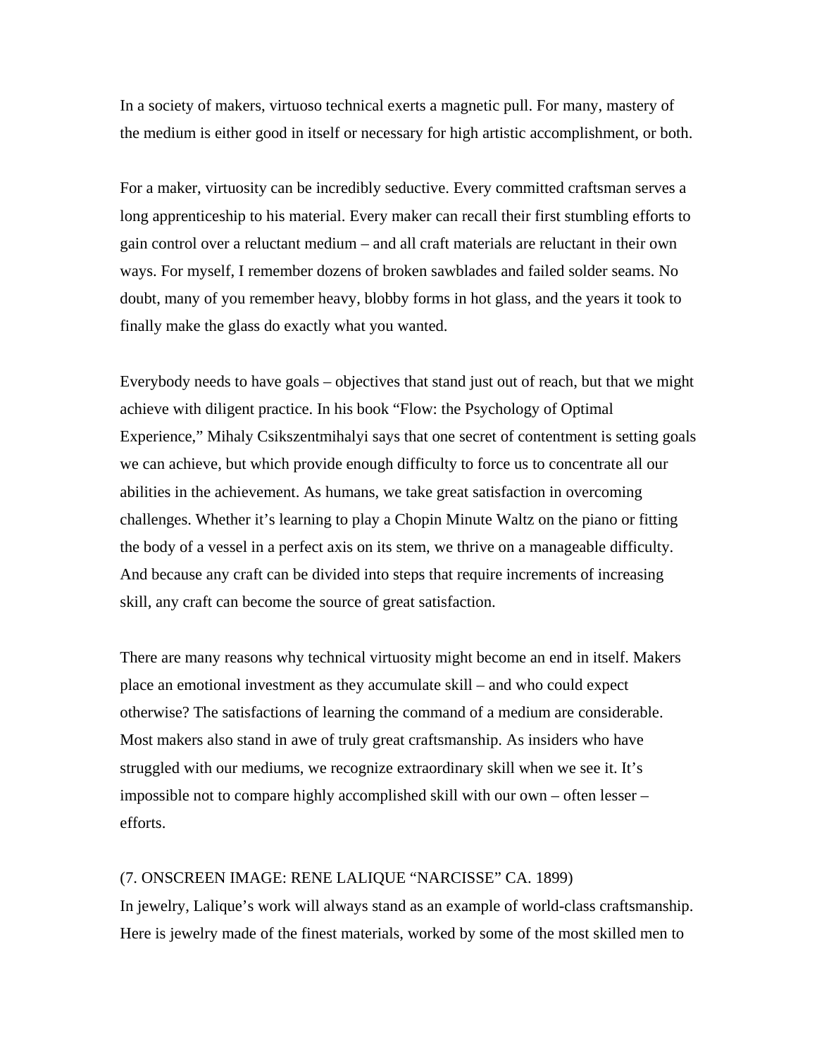In a society of makers, virtuoso technical exerts a magnetic pull. For many, mastery of the medium is either good in itself or necessary for high artistic accomplishment, or both.

For a maker, virtuosity can be incredibly seductive. Every committed craftsman serves a long apprenticeship to his material. Every maker can recall their first stumbling efforts to gain control over a reluctant medium – and all craft materials are reluctant in their own ways. For myself, I remember dozens of broken sawblades and failed solder seams. No doubt, many of you remember heavy, blobby forms in hot glass, and the years it took to finally make the glass do exactly what you wanted.

Everybody needs to have goals – objectives that stand just out of reach, but that we might achieve with diligent practice. In his book "Flow: the Psychology of Optimal Experience," Mihaly Csikszentmihalyi says that one secret of contentment is setting goals we can achieve, but which provide enough difficulty to force us to concentrate all our abilities in the achievement. As humans, we take great satisfaction in overcoming challenges. Whether it's learning to play a Chopin Minute Waltz on the piano or fitting the body of a vessel in a perfect axis on its stem, we thrive on a manageable difficulty. And because any craft can be divided into steps that require increments of increasing skill, any craft can become the source of great satisfaction.

There are many reasons why technical virtuosity might become an end in itself. Makers place an emotional investment as they accumulate skill – and who could expect otherwise? The satisfactions of learning the command of a medium are considerable. Most makers also stand in awe of truly great craftsmanship. As insiders who have struggled with our mediums, we recognize extraordinary skill when we see it. It's impossible not to compare highly accomplished skill with our own – often lesser – efforts.

(7. ONSCREEN IMAGE: RENE LALIQUE "NARCISSE" CA. 1899)
In jewelry, Lalique's work will always stand as an example of world-class craftsmanship. Here is jewelry made of the finest materials, worked by some of the most skilled men to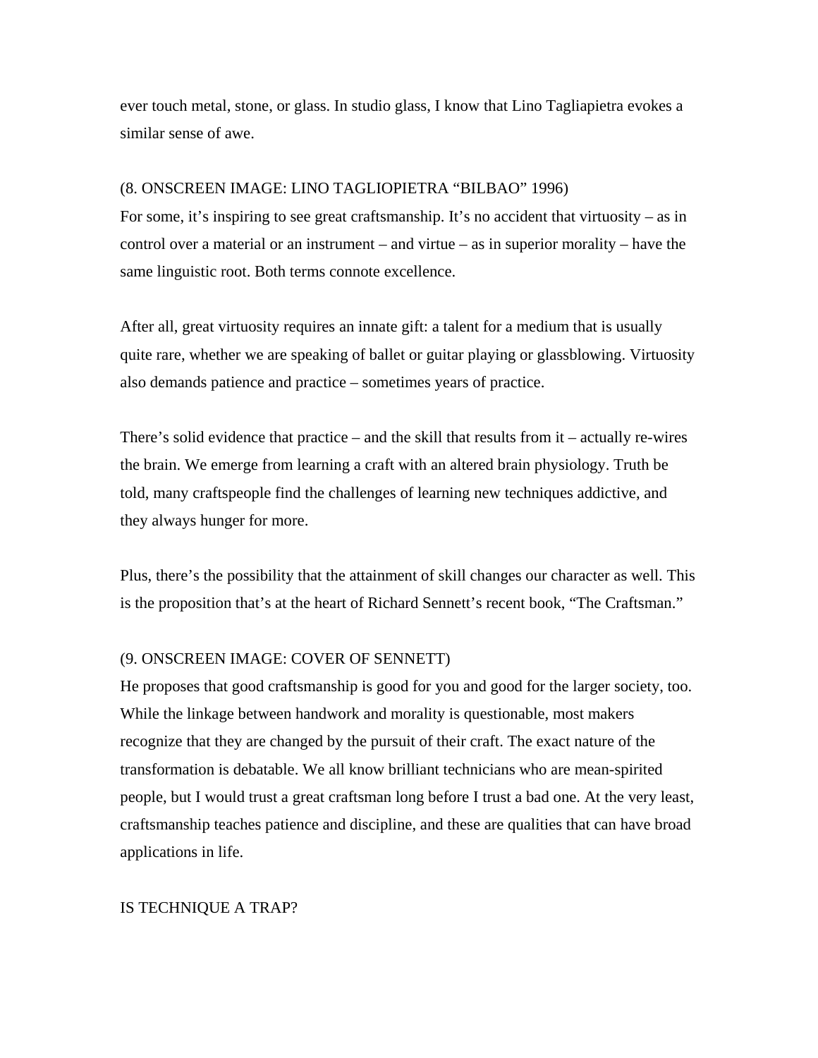ever touch metal, stone, or glass. In studio glass, I know that Lino Tagliapietra evokes a similar sense of awe.

(8. ONSCREEN IMAGE: LINO TAGLIOPIETRA "BILBAO" 1996)

For some, it's inspiring to see great craftsmanship. It's no accident that virtuosity – as in control over a material or an instrument – and virtue – as in superior morality – have the same linguistic root. Both terms connote excellence.

After all, great virtuosity requires an innate gift: a talent for a medium that is usually quite rare, whether we are speaking of ballet or guitar playing or glassblowing. Virtuosity also demands patience and practice – sometimes years of practice.

There's solid evidence that practice – and the skill that results from it – actually re-wires the brain. We emerge from learning a craft with an altered brain physiology. Truth be told, many craftspeople find the challenges of learning new techniques addictive, and they always hunger for more.

Plus, there's the possibility that the attainment of skill changes our character as well. This is the proposition that's at the heart of Richard Sennett's recent book, "The Craftsman."

(9. ONSCREEN IMAGE: COVER OF SENNETT)

He proposes that good craftsmanship is good for you and good for the larger society, too. While the linkage between handwork and morality is questionable, most makers recognize that they are changed by the pursuit of their craft. The exact nature of the transformation is debatable. We all know brilliant technicians who are mean-spirited people, but I would trust a great craftsman long before I trust a bad one. At the very least, craftsmanship teaches patience and discipline, and these are qualities that can have broad applications in life.

## IS TECHNIQUE A TRAP?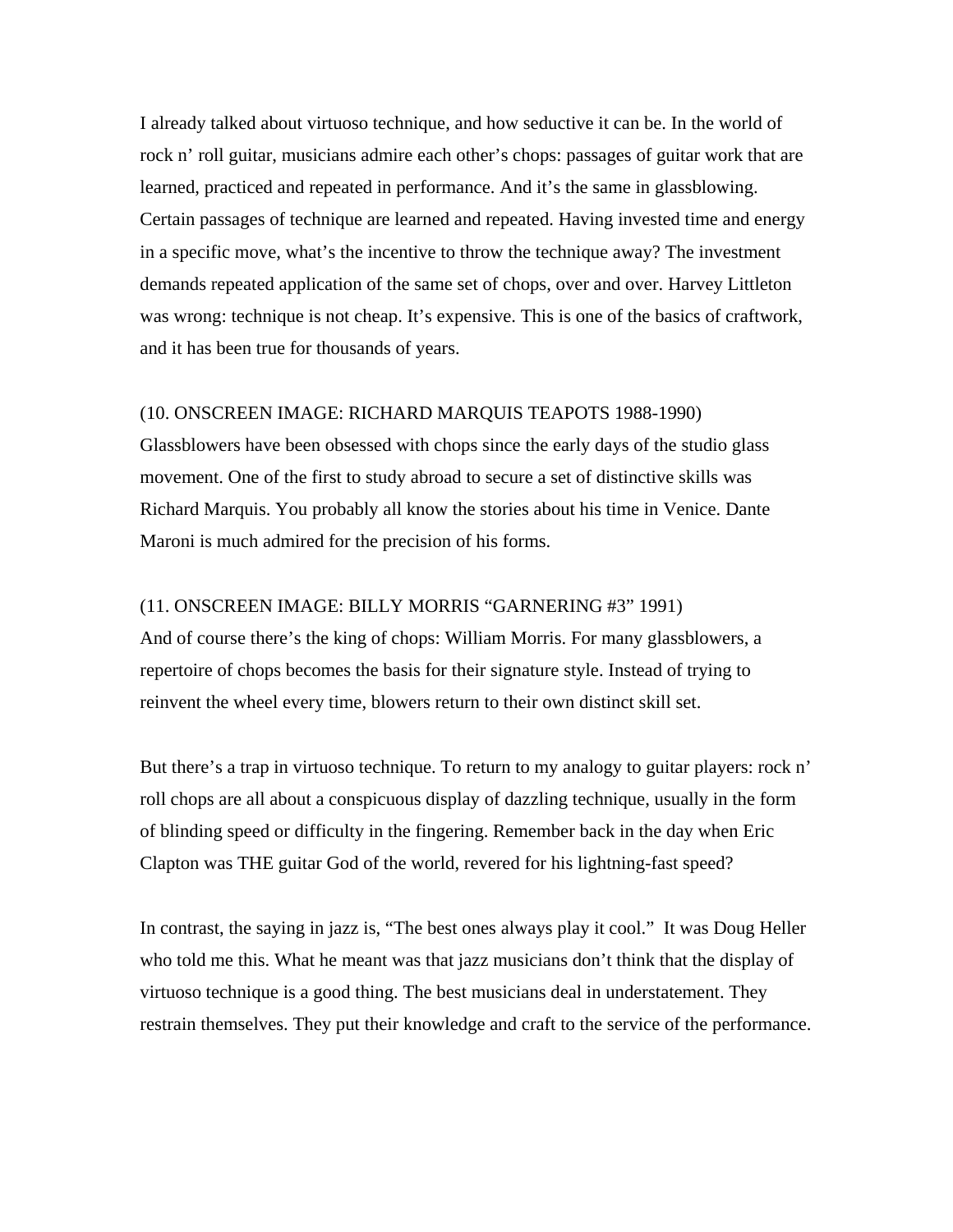I already talked about virtuoso technique, and how seductive it can be. In the world of rock n' roll guitar, musicians admire each other's chops: passages of guitar work that are learned, practiced and repeated in performance. And it's the same in glassblowing. Certain passages of technique are learned and repeated. Having invested time and energy in a specific move, what's the incentive to throw the technique away? The investment demands repeated application of the same set of chops, over and over. Harvey Littleton was wrong: technique is not cheap. It's expensive. This is one of the basics of craftwork, and it has been true for thousands of years.

(10. ONSCREEN IMAGE: RICHARD MARQUIS TEAPOTS 1988-1990)
Glassblowers have been obsessed with chops since the early days of the studio glass movement. One of the first to study abroad to secure a set of distinctive skills was Richard Marquis. You probably all know the stories about his time in Venice. Dante Maroni is much admired for the precision of his forms.

(11. ONSCREEN IMAGE: BILLY MORRIS "GARNERING #3" 1991)
And of course there's the king of chops: William Morris. For many glassblowers, a repertoire of chops becomes the basis for their signature style. Instead of trying to reinvent the wheel every time, blowers return to their own distinct skill set.

But there's a trap in virtuoso technique. To return to my analogy to guitar players: rock n' roll chops are all about a conspicuous display of dazzling technique, usually in the form of blinding speed or difficulty in the fingering. Remember back in the day when Eric Clapton was THE guitar God of the world, revered for his lightning-fast speed?

In contrast, the saying in jazz is, "The best ones always play it cool." It was Doug Heller who told me this. What he meant was that jazz musicians don't think that the display of virtuoso technique is a good thing. The best musicians deal in understatement. They restrain themselves. They put their knowledge and craft to the service of the performance.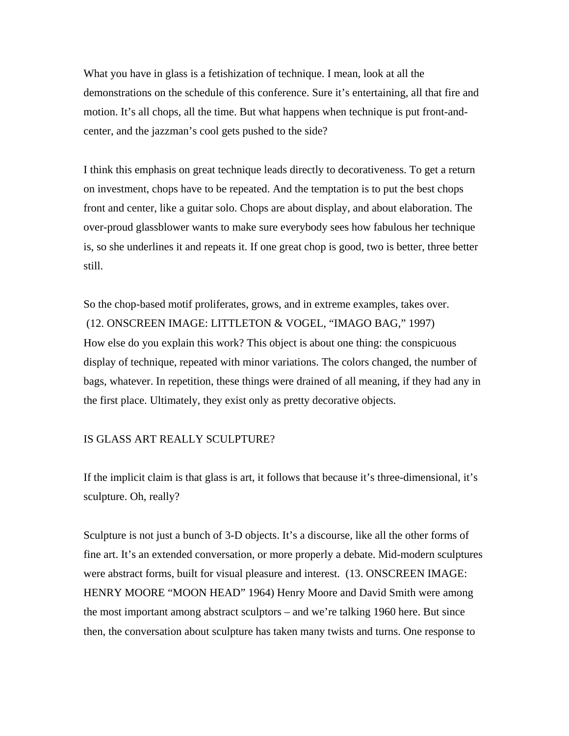What you have in glass is a fetishization of technique. I mean, look at all the demonstrations on the schedule of this conference. Sure it's entertaining, all that fire and motion. It's all chops, all the time. But what happens when technique is put front-and-center, and the jazzman's cool gets pushed to the side?

I think this emphasis on great technique leads directly to decorativeness. To get a return on investment, chops have to be repeated. And the temptation is to put the best chops front and center, like a guitar solo. Chops are about display, and about elaboration. The over-proud glassblower wants to make sure everybody sees how fabulous her technique is, so she underlines it and repeats it. If one great chop is good, two is better, three better still.

So the chop-based motif proliferates, grows, and in extreme examples, takes over.
(12. ONSCREEN IMAGE: LITTLETON & VOGEL, "IMAGO BAG," 1997)
How else do you explain this work? This object is about one thing: the conspicuous display of technique, repeated with minor variations. The colors changed, the number of bags, whatever. In repetition, these things were drained of all meaning, if they had any in the first place. Ultimately, they exist only as pretty decorative objects.

## IS GLASS ART REALLY SCULPTURE?

If the implicit claim is that glass is art, it follows that because it's three-dimensional, it's sculpture. Oh, really?

Sculpture is not just a bunch of 3-D objects. It's a discourse, like all the other forms of fine art. It's an extended conversation, or more properly a debate. Mid-modern sculptures were abstract forms, built for visual pleasure and interest. (13. ONSCREEN IMAGE: HENRY MOORE "MOON HEAD" 1964) Henry Moore and David Smith were among the most important among abstract sculptors – and we're talking 1960 here. But since then, the conversation about sculpture has taken many twists and turns. One response to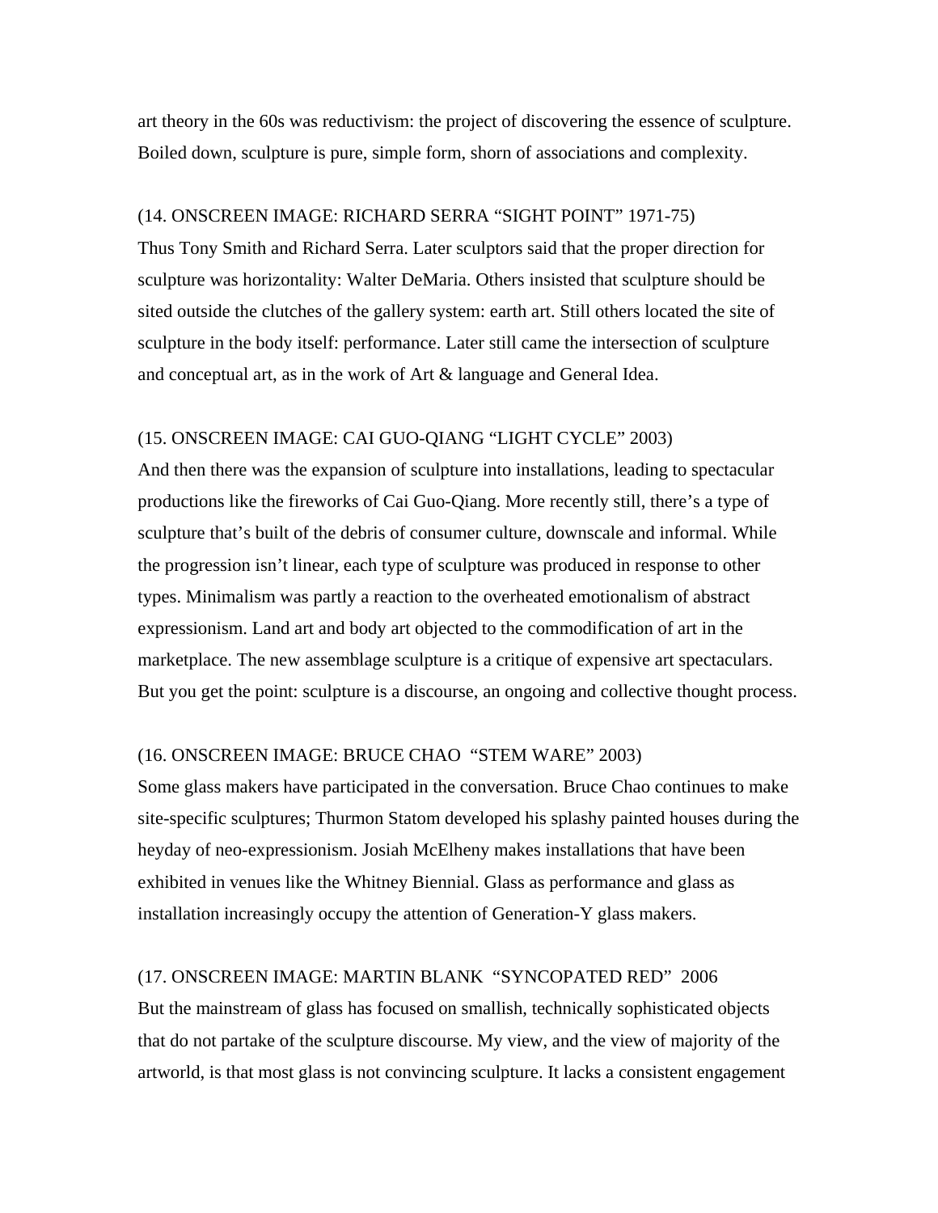art theory in the 60s was reductivism: the project of discovering the essence of sculpture. Boiled down, sculpture is pure, simple form, shorn of associations and complexity.

(14. ONSCREEN IMAGE: RICHARD SERRA "SIGHT POINT" 1971-75)
Thus Tony Smith and Richard Serra. Later sculptors said that the proper direction for sculpture was horizontality: Walter DeMaria. Others insisted that sculpture should be sited outside the clutches of the gallery system: earth art. Still others located the site of sculpture in the body itself: performance. Later still came the intersection of sculpture and conceptual art, as in the work of Art & language and General Idea.

(15. ONSCREEN IMAGE: CAI GUO-QIANG "LIGHT CYCLE" 2003)
And then there was the expansion of sculpture into installations, leading to spectacular productions like the fireworks of Cai Guo-Qiang. More recently still, there's a type of sculpture that's built of the debris of consumer culture, downscale and informal. While the progression isn't linear, each type of sculpture was produced in response to other types. Minimalism was partly a reaction to the overheated emotionalism of abstract expressionism. Land art and body art objected to the commodification of art in the marketplace. The new assemblage sculpture is a critique of expensive art spectaculars. But you get the point: sculpture is a discourse, an ongoing and collective thought process.

(16. ONSCREEN IMAGE: BRUCE CHAO "STEM WARE" 2003)
Some glass makers have participated in the conversation. Bruce Chao continues to make site-specific sculptures; Thurmon Statom developed his splashy painted houses during the heyday of neo-expressionism. Josiah McElheny makes installations that have been exhibited in venues like the Whitney Biennial. Glass as performance and glass as installation increasingly occupy the attention of Generation-Y glass makers.

(17. ONSCREEN IMAGE: MARTIN BLANK "SYNCOPATED RED" 2006
But the mainstream of glass has focused on smallish, technically sophisticated objects that do not partake of the sculpture discourse. My view, and the view of majority of the artworld, is that most glass is not convincing sculpture. It lacks a consistent engagement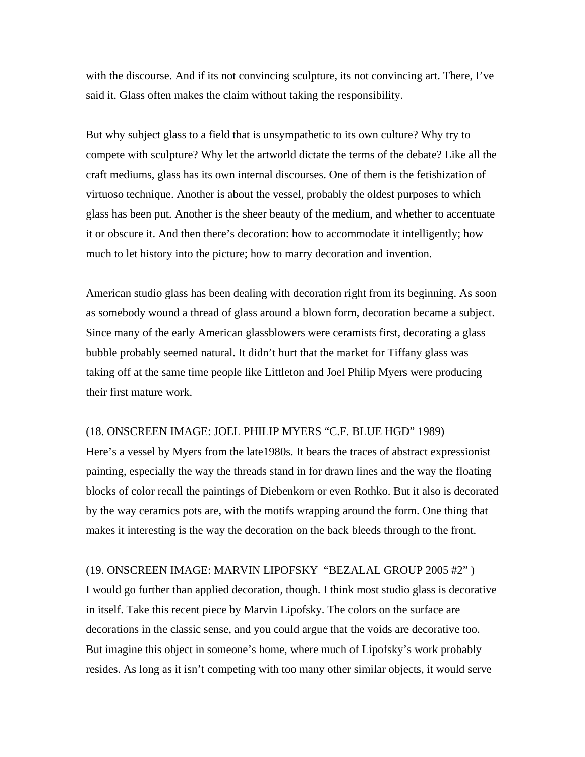with the discourse. And if its not convincing sculpture, its not convincing art. There, I've said it. Glass often makes the claim without taking the responsibility.

But why subject glass to a field that is unsympathetic to its own culture? Why try to compete with sculpture? Why let the artworld dictate the terms of the debate? Like all the craft mediums, glass has its own internal discourses. One of them is the fetishization of virtuoso technique. Another is about the vessel, probably the oldest purposes to which glass has been put. Another is the sheer beauty of the medium, and whether to accentuate it or obscure it. And then there's decoration: how to accommodate it intelligently; how much to let history into the picture; how to marry decoration and invention.

American studio glass has been dealing with decoration right from its beginning. As soon as somebody wound a thread of glass around a blown form, decoration became a subject. Since many of the early American glassblowers were ceramists first, decorating a glass bubble probably seemed natural. It didn't hurt that the market for Tiffany glass was taking off at the same time people like Littleton and Joel Philip Myers were producing their first mature work.

(18. ONSCREEN IMAGE: JOEL PHILIP MYERS "C.F. BLUE HGD" 1989)
Here's a vessel by Myers from the late1980s. It bears the traces of abstract expressionist painting, especially the way the threads stand in for drawn lines and the way the floating blocks of color recall the paintings of Diebenkorn or even Rothko. But it also is decorated by the way ceramics pots are, with the motifs wrapping around the form. One thing that makes it interesting is the way the decoration on the back bleeds through to the front.

(19. ONSCREEN IMAGE: MARVIN LIPOFSKY "BEZALAL GROUP 2005 #2" )
I would go further than applied decoration, though. I think most studio glass is decorative in itself. Take this recent piece by Marvin Lipofsky. The colors on the surface are decorations in the classic sense, and you could argue that the voids are decorative too. But imagine this object in someone's home, where much of Lipofsky's work probably resides. As long as it isn't competing with too many other similar objects, it would serve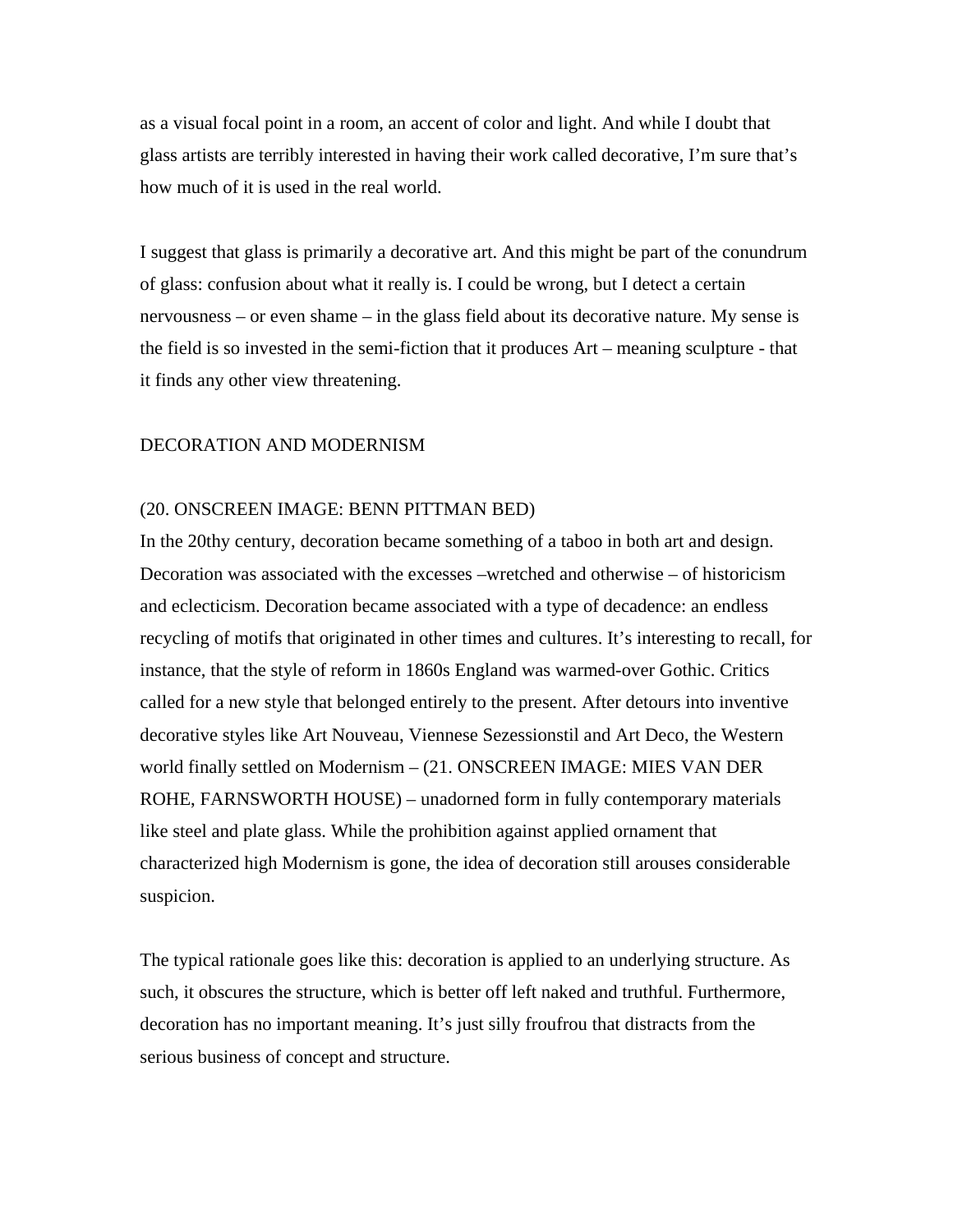as a visual focal point in a room, an accent of color and light. And while I doubt that glass artists are terribly interested in having their work called decorative, I'm sure that's how much of it is used in the real world.

I suggest that glass is primarily a decorative art. And this might be part of the conundrum of glass: confusion about what it really is. I could be wrong, but I detect a certain nervousness – or even shame – in the glass field about its decorative nature. My sense is the field is so invested in the semi-fiction that it produces Art – meaning sculpture - that it finds any other view threatening.

## DECORATION AND MODERNISM

(20. ONSCREEN IMAGE: BENN PITTMAN BED)
In the 20thy century, decoration became something of a taboo in both art and design. Decoration was associated with the excesses –wretched and otherwise – of historicism and eclecticism. Decoration became associated with a type of decadence: an endless recycling of motifs that originated in other times and cultures. It's interesting to recall, for instance, that the style of reform in 1860s England was warmed-over Gothic. Critics called for a new style that belonged entirely to the present. After detours into inventive decorative styles like Art Nouveau, Viennese Sezessionstil and Art Deco, the Western world finally settled on Modernism – (21. ONSCREEN IMAGE: MIES VAN DER ROHE, FARNSWORTH HOUSE) – unadorned form in fully contemporary materials like steel and plate glass. While the prohibition against applied ornament that characterized high Modernism is gone, the idea of decoration still arouses considerable suspicion.

The typical rationale goes like this: decoration is applied to an underlying structure. As such, it obscures the structure, which is better off left naked and truthful. Furthermore, decoration has no important meaning. It's just silly froufrou that distracts from the serious business of concept and structure.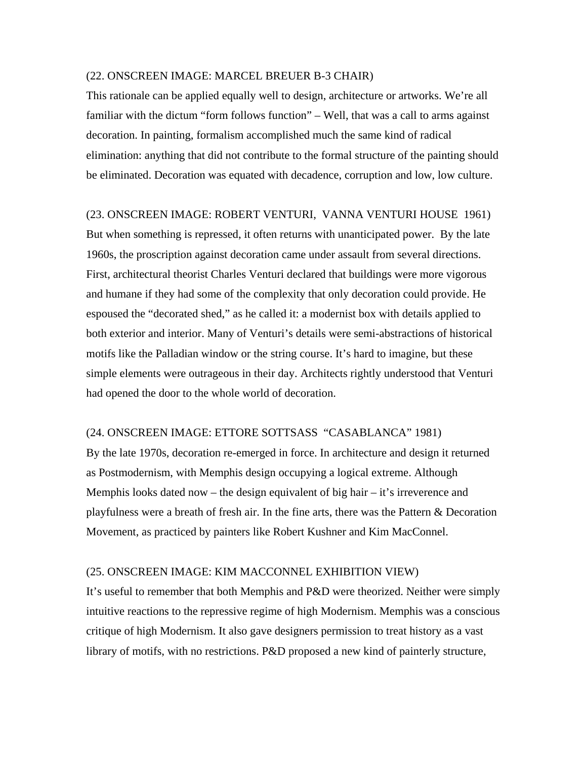(22. ONSCREEN IMAGE: MARCEL BREUER B-3 CHAIR)

This rationale can be applied equally well to design, architecture or artworks. We're all familiar with the dictum "form follows function" – Well, that was a call to arms against decoration. In painting, formalism accomplished much the same kind of radical elimination: anything that did not contribute to the formal structure of the painting should be eliminated. Decoration was equated with decadence, corruption and low, low culture.

(23. ONSCREEN IMAGE: ROBERT VENTURI, VANNA VENTURI HOUSE 1961)

But when something is repressed, it often returns with unanticipated power. By the late 1960s, the proscription against decoration came under assault from several directions. First, architectural theorist Charles Venturi declared that buildings were more vigorous and humane if they had some of the complexity that only decoration could provide. He espoused the "decorated shed," as he called it: a modernist box with details applied to both exterior and interior. Many of Venturi's details were semi-abstractions of historical motifs like the Palladian window or the string course. It's hard to imagine, but these simple elements were outrageous in their day. Architects rightly understood that Venturi had opened the door to the whole world of decoration.

(24. ONSCREEN IMAGE: ETTORE SOTTSASS "CASABLANCA" 1981)

By the late 1970s, decoration re-emerged in force. In architecture and design it returned as Postmodernism, with Memphis design occupying a logical extreme. Although Memphis looks dated now – the design equivalent of big hair – it's irreverence and playfulness were a breath of fresh air. In the fine arts, there was the Pattern & Decoration Movement, as practiced by painters like Robert Kushner and Kim MacConnel.

(25. ONSCREEN IMAGE: KIM MACCONNEL EXHIBITION VIEW)

It's useful to remember that both Memphis and P&D were theorized. Neither were simply intuitive reactions to the repressive regime of high Modernism. Memphis was a conscious critique of high Modernism. It also gave designers permission to treat history as a vast library of motifs, with no restrictions. P&D proposed a new kind of painterly structure,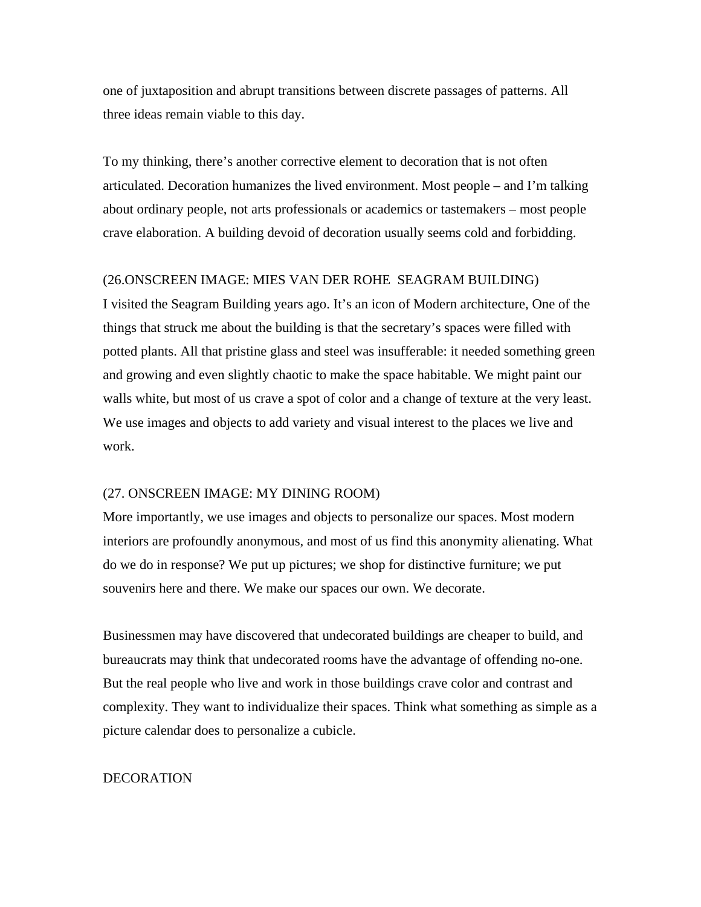one of juxtaposition and abrupt transitions between discrete passages of patterns. All three ideas remain viable to this day.

To my thinking, there's another corrective element to decoration that is not often articulated. Decoration humanizes the lived environment. Most people – and I'm talking about ordinary people, not arts professionals or academics or tastemakers – most people crave elaboration. A building devoid of decoration usually seems cold and forbidding.

(26.ONSCREEN IMAGE: MIES VAN DER ROHE SEAGRAM BUILDING)
I visited the Seagram Building years ago. It's an icon of Modern architecture, One of the things that struck me about the building is that the secretary's spaces were filled with potted plants. All that pristine glass and steel was insufferable: it needed something green and growing and even slightly chaotic to make the space habitable. We might paint our walls white, but most of us crave a spot of color and a change of texture at the very least. We use images and objects to add variety and visual interest to the places we live and work.

(27. ONSCREEN IMAGE: MY DINING ROOM)
More importantly, we use images and objects to personalize our spaces. Most modern interiors are profoundly anonymous, and most of us find this anonymity alienating. What do we do in response? We put up pictures; we shop for distinctive furniture; we put souvenirs here and there. We make our spaces our own. We decorate.

Businessmen may have discovered that undecorated buildings are cheaper to build, and bureaucrats may think that undecorated rooms have the advantage of offending no-one. But the real people who live and work in those buildings crave color and contrast and complexity. They want to individualize their spaces. Think what something as simple as a picture calendar does to personalize a cubicle.

DECORATION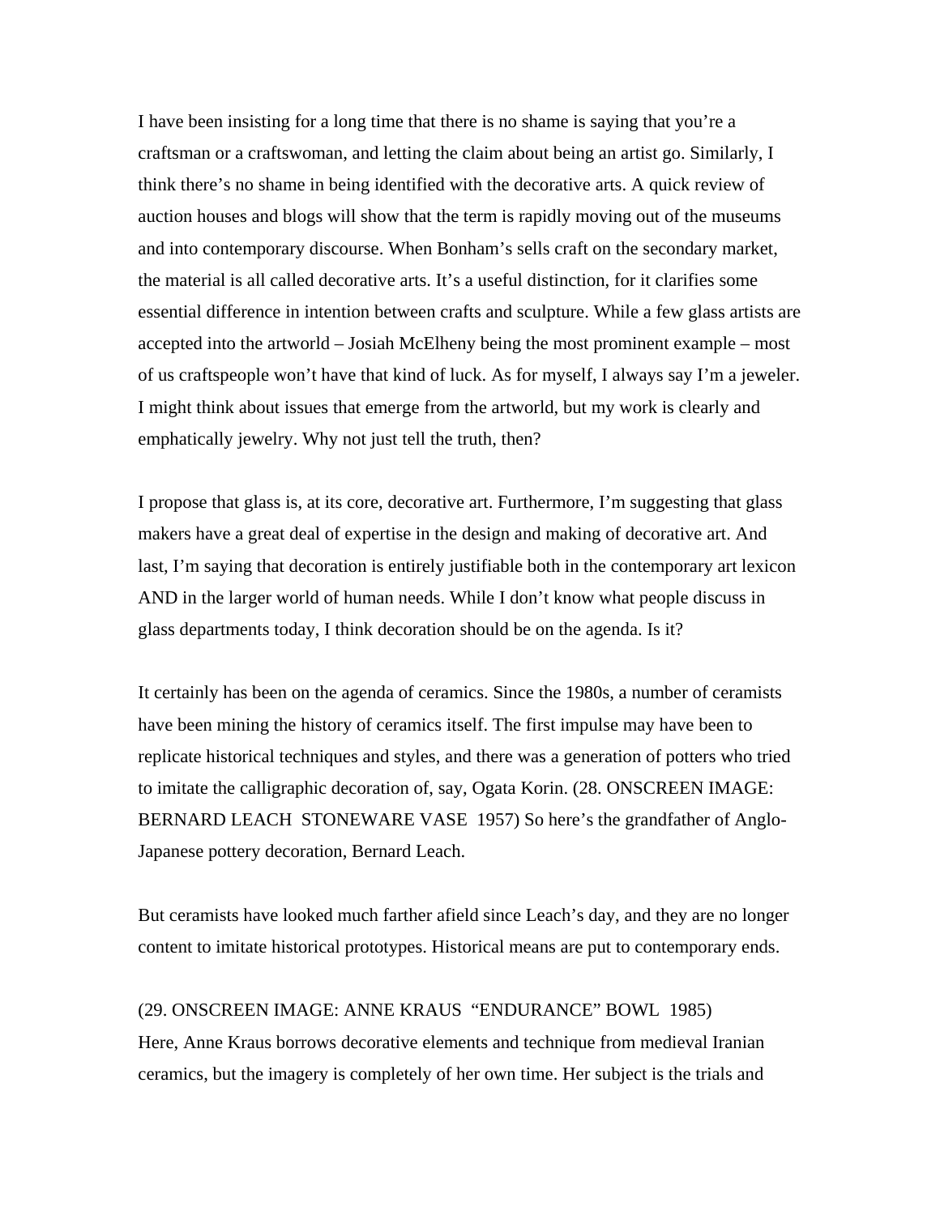I have been insisting for a long time that there is no shame is saying that you're a craftsman or a craftswoman, and letting the claim about being an artist go. Similarly, I think there's no shame in being identified with the decorative arts. A quick review of auction houses and blogs will show that the term is rapidly moving out of the museums and into contemporary discourse. When Bonham's sells craft on the secondary market, the material is all called decorative arts. It's a useful distinction, for it clarifies some essential difference in intention between crafts and sculpture. While a few glass artists are accepted into the artworld – Josiah McElheny being the most prominent example – most of us craftspeople won't have that kind of luck. As for myself, I always say I'm a jeweler. I might think about issues that emerge from the artworld, but my work is clearly and emphatically jewelry. Why not just tell the truth, then?

I propose that glass is, at its core, decorative art. Furthermore, I'm suggesting that glass makers have a great deal of expertise in the design and making of decorative art. And last, I'm saying that decoration is entirely justifiable both in the contemporary art lexicon AND in the larger world of human needs. While I don't know what people discuss in glass departments today, I think decoration should be on the agenda. Is it?

It certainly has been on the agenda of ceramics. Since the 1980s, a number of ceramists have been mining the history of ceramics itself. The first impulse may have been to replicate historical techniques and styles, and there was a generation of potters who tried to imitate the calligraphic decoration of, say, Ogata Korin. (28. ONSCREEN IMAGE: BERNARD LEACH STONEWARE VASE 1957) So here's the grandfather of Anglo-Japanese pottery decoration, Bernard Leach.

But ceramists have looked much farther afield since Leach's day, and they are no longer content to imitate historical prototypes. Historical means are put to contemporary ends.

(29. ONSCREEN IMAGE: ANNE KRAUS "ENDURANCE" BOWL 1985)
Here, Anne Kraus borrows decorative elements and technique from medieval Iranian ceramics, but the imagery is completely of her own time. Her subject is the trials and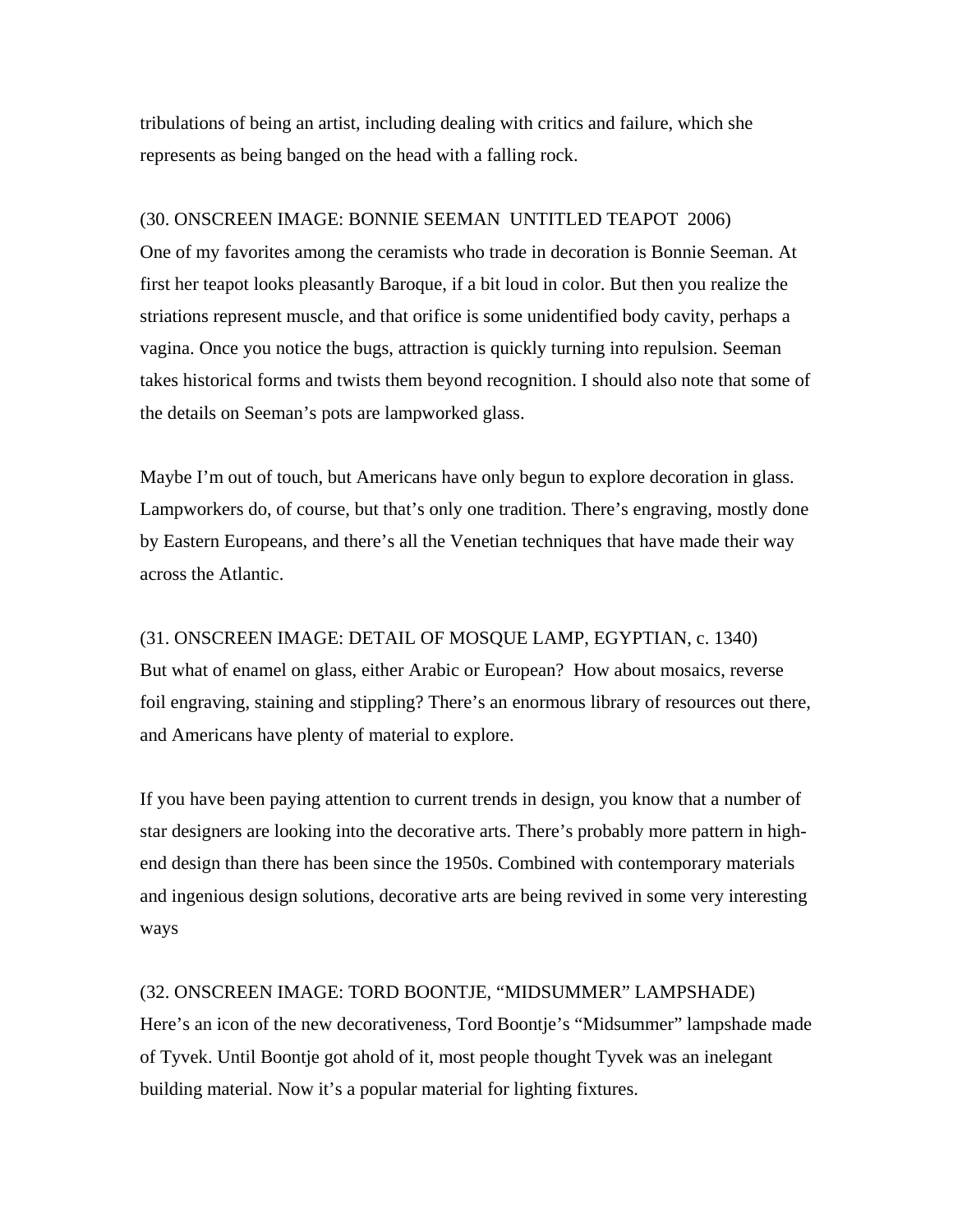tribulations of being an artist, including dealing with critics and failure, which she represents as being banged on the head with a falling rock.

(30. ONSCREEN IMAGE: BONNIE SEEMAN UNTITLED TEAPOT 2006)
One of my favorites among the ceramists who trade in decoration is Bonnie Seeman. At first her teapot looks pleasantly Baroque, if a bit loud in color. But then you realize the striations represent muscle, and that orifice is some unidentified body cavity, perhaps a vagina. Once you notice the bugs, attraction is quickly turning into repulsion. Seeman takes historical forms and twists them beyond recognition. I should also note that some of the details on Seeman's pots are lampworked glass.

Maybe I'm out of touch, but Americans have only begun to explore decoration in glass. Lampworkers do, of course, but that's only one tradition. There's engraving, mostly done by Eastern Europeans, and there's all the Venetian techniques that have made their way across the Atlantic.

(31. ONSCREEN IMAGE: DETAIL OF MOSQUE LAMP, EGYPTIAN, c. 1340)
But what of enamel on glass, either Arabic or European? How about mosaics, reverse foil engraving, staining and stippling? There's an enormous library of resources out there, and Americans have plenty of material to explore.

If you have been paying attention to current trends in design, you know that a number of star designers are looking into the decorative arts. There's probably more pattern in high-end design than there has been since the 1950s. Combined with contemporary materials and ingenious design solutions, decorative arts are being revived in some very interesting ways

(32. ONSCREEN IMAGE: TORD BOONTJE, "MIDSUMMER" LAMPSHADE)
Here's an icon of the new decorativeness, Tord Boontje's "Midsummer" lampshade made of Tyvek. Until Boontje got ahold of it, most people thought Tyvek was an inelegant building material. Now it's a popular material for lighting fixtures.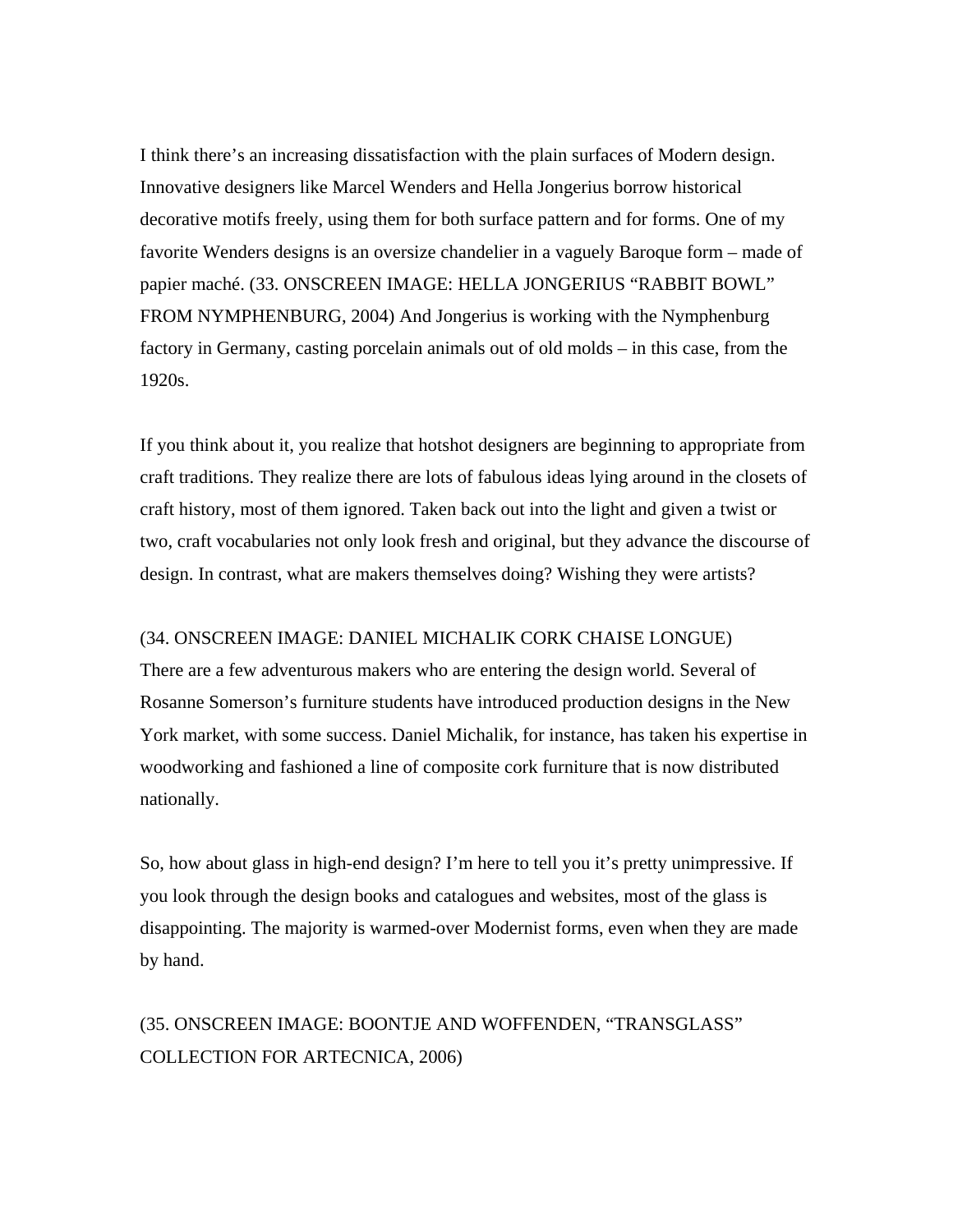I think there's an increasing dissatisfaction with the plain surfaces of Modern design. Innovative designers like Marcel Wenders and Hella Jongerius borrow historical decorative motifs freely, using them for both surface pattern and for forms. One of my favorite Wenders designs is an oversize chandelier in a vaguely Baroque form – made of papier maché. (33. ONSCREEN IMAGE: HELLA JONGERIUS "RABBIT BOWL" FROM NYMPHENBURG, 2004) And Jongerius is working with the Nymphenburg factory in Germany, casting porcelain animals out of old molds – in this case, from the 1920s.

If you think about it, you realize that hotshot designers are beginning to appropriate from craft traditions. They realize there are lots of fabulous ideas lying around in the closets of craft history, most of them ignored. Taken back out into the light and given a twist or two, craft vocabularies not only look fresh and original, but they advance the discourse of design. In contrast, what are makers themselves doing? Wishing they were artists?

(34. ONSCREEN IMAGE: DANIEL MICHALIK CORK CHAISE LONGUE)
There are a few adventurous makers who are entering the design world. Several of Rosanne Somerson's furniture students have introduced production designs in the New York market, with some success. Daniel Michalik, for instance, has taken his expertise in woodworking and fashioned a line of composite cork furniture that is now distributed nationally.

So, how about glass in high-end design? I'm here to tell you it's pretty unimpressive. If you look through the design books and catalogues and websites, most of the glass is disappointing. The majority is warmed-over Modernist forms, even when they are made by hand.

(35. ONSCREEN IMAGE: BOONTJE AND WOFFENDEN, "TRANSGLASS" COLLECTION FOR ARTECNICA, 2006)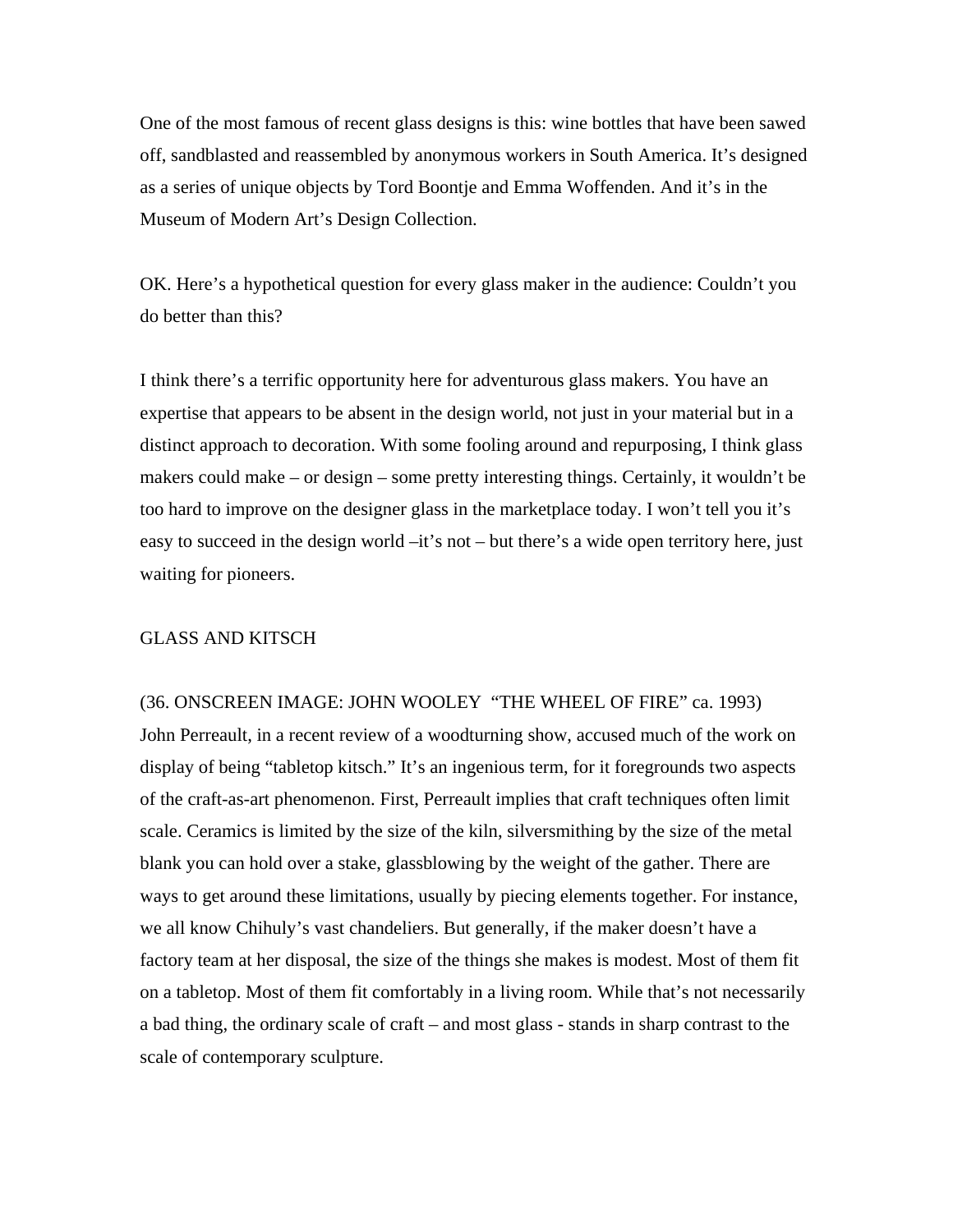One of the most famous of recent glass designs is this: wine bottles that have been sawed off, sandblasted and reassembled by anonymous workers in South America. It's designed as a series of unique objects by Tord Boontje and Emma Woffenden. And it's in the Museum of Modern Art's Design Collection.

OK. Here's a hypothetical question for every glass maker in the audience: Couldn't you do better than this?

I think there's a terrific opportunity here for adventurous glass makers. You have an expertise that appears to be absent in the design world, not just in your material but in a distinct approach to decoration. With some fooling around and repurposing, I think glass makers could make – or design – some pretty interesting things. Certainly, it wouldn't be too hard to improve on the designer glass in the marketplace today. I won't tell you it's easy to succeed in the design world –it's not – but there's a wide open territory here, just waiting for pioneers.

## GLASS AND KITSCH

(36. ONSCREEN IMAGE: JOHN WOOLEY "THE WHEEL OF FIRE" ca. 1993)
John Perreault, in a recent review of a woodturning show, accused much of the work on display of being "tabletop kitsch." It's an ingenious term, for it foregrounds two aspects of the craft-as-art phenomenon. First, Perreault implies that craft techniques often limit scale. Ceramics is limited by the size of the kiln, silversmithing by the size of the metal blank you can hold over a stake, glassblowing by the weight of the gather. There are ways to get around these limitations, usually by piecing elements together. For instance, we all know Chihuly's vast chandeliers. But generally, if the maker doesn't have a factory team at her disposal, the size of the things she makes is modest. Most of them fit on a tabletop. Most of them fit comfortably in a living room. While that's not necessarily a bad thing, the ordinary scale of craft – and most glass - stands in sharp contrast to the scale of contemporary sculpture.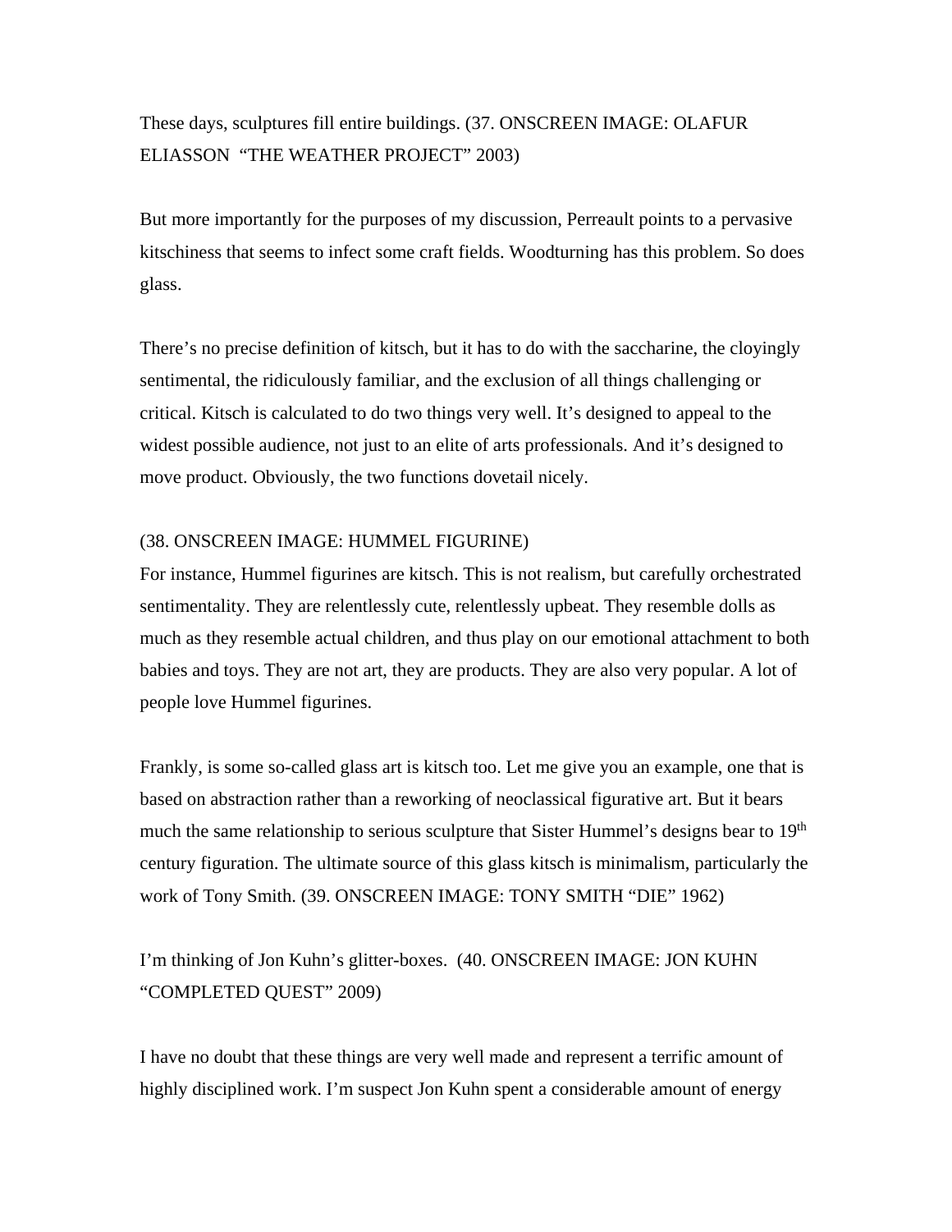These days, sculptures fill entire buildings. (37. ONSCREEN IMAGE: OLAFUR ELIASSON "THE WEATHER PROJECT" 2003)

But more importantly for the purposes of my discussion, Perreault points to a pervasive kitschiness that seems to infect some craft fields. Woodturning has this problem. So does glass.

There's no precise definition of kitsch, but it has to do with the saccharine, the cloyingly sentimental, the ridiculously familiar, and the exclusion of all things challenging or critical. Kitsch is calculated to do two things very well. It's designed to appeal to the widest possible audience, not just to an elite of arts professionals. And it's designed to move product. Obviously, the two functions dovetail nicely.

(38. ONSCREEN IMAGE: HUMMEL FIGURINE)
For instance, Hummel figurines are kitsch. This is not realism, but carefully orchestrated sentimentality. They are relentlessly cute, relentlessly upbeat. They resemble dolls as much as they resemble actual children, and thus play on our emotional attachment to both babies and toys. They are not art, they are products. They are also very popular. A lot of people love Hummel figurines.

Frankly, is some so-called glass art is kitsch too. Let me give you an example, one that is based on abstraction rather than a reworking of neoclassical figurative art. But it bears much the same relationship to serious sculpture that Sister Hummel's designs bear to 19th century figuration. The ultimate source of this glass kitsch is minimalism, particularly the work of Tony Smith. (39. ONSCREEN IMAGE: TONY SMITH "DIE" 1962)

I'm thinking of Jon Kuhn's glitter-boxes. (40. ONSCREEN IMAGE: JON KUHN "COMPLETED QUEST" 2009)

I have no doubt that these things are very well made and represent a terrific amount of highly disciplined work. I'm suspect Jon Kuhn spent a considerable amount of energy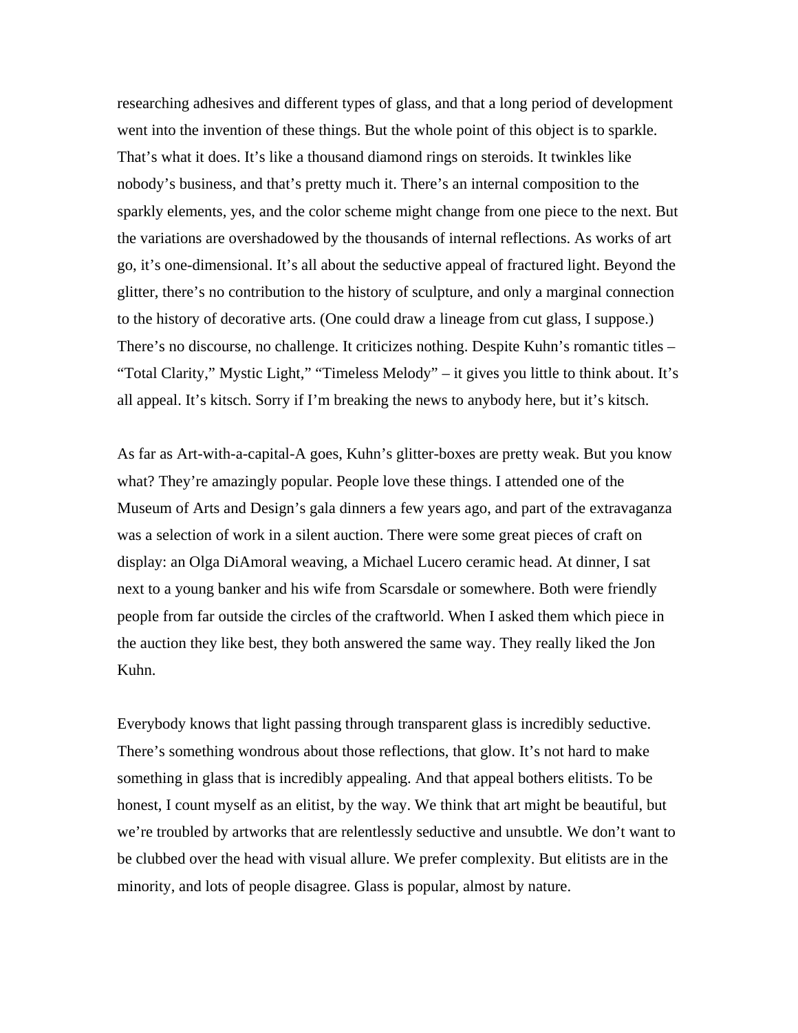researching adhesives and different types of glass, and that a long period of development went into the invention of these things. But the whole point of this object is to sparkle. That's what it does. It's like a thousand diamond rings on steroids. It twinkles like nobody's business, and that's pretty much it. There's an internal composition to the sparkly elements, yes, and the color scheme might change from one piece to the next. But the variations are overshadowed by the thousands of internal reflections. As works of art go, it's one-dimensional. It's all about the seductive appeal of fractured light. Beyond the glitter, there's no contribution to the history of sculpture, and only a marginal connection to the history of decorative arts. (One could draw a lineage from cut glass, I suppose.) There's no discourse, no challenge. It criticizes nothing. Despite Kuhn's romantic titles – "Total Clarity," Mystic Light," "Timeless Melody" – it gives you little to think about. It's all appeal. It's kitsch. Sorry if I'm breaking the news to anybody here, but it's kitsch.

As far as Art-with-a-capital-A goes, Kuhn's glitter-boxes are pretty weak. But you know what? They're amazingly popular. People love these things. I attended one of the Museum of Arts and Design's gala dinners a few years ago, and part of the extravaganza was a selection of work in a silent auction. There were some great pieces of craft on display: an Olga DiAmoral weaving, a Michael Lucero ceramic head. At dinner, I sat next to a young banker and his wife from Scarsdale or somewhere. Both were friendly people from far outside the circles of the craftworld. When I asked them which piece in the auction they like best, they both answered the same way. They really liked the Jon Kuhn.

Everybody knows that light passing through transparent glass is incredibly seductive. There's something wondrous about those reflections, that glow. It's not hard to make something in glass that is incredibly appealing. And that appeal bothers elitists. To be honest, I count myself as an elitist, by the way. We think that art might be beautiful, but we're troubled by artworks that are relentlessly seductive and unsubtle. We don't want to be clubbed over the head with visual allure. We prefer complexity. But elitists are in the minority, and lots of people disagree. Glass is popular, almost by nature.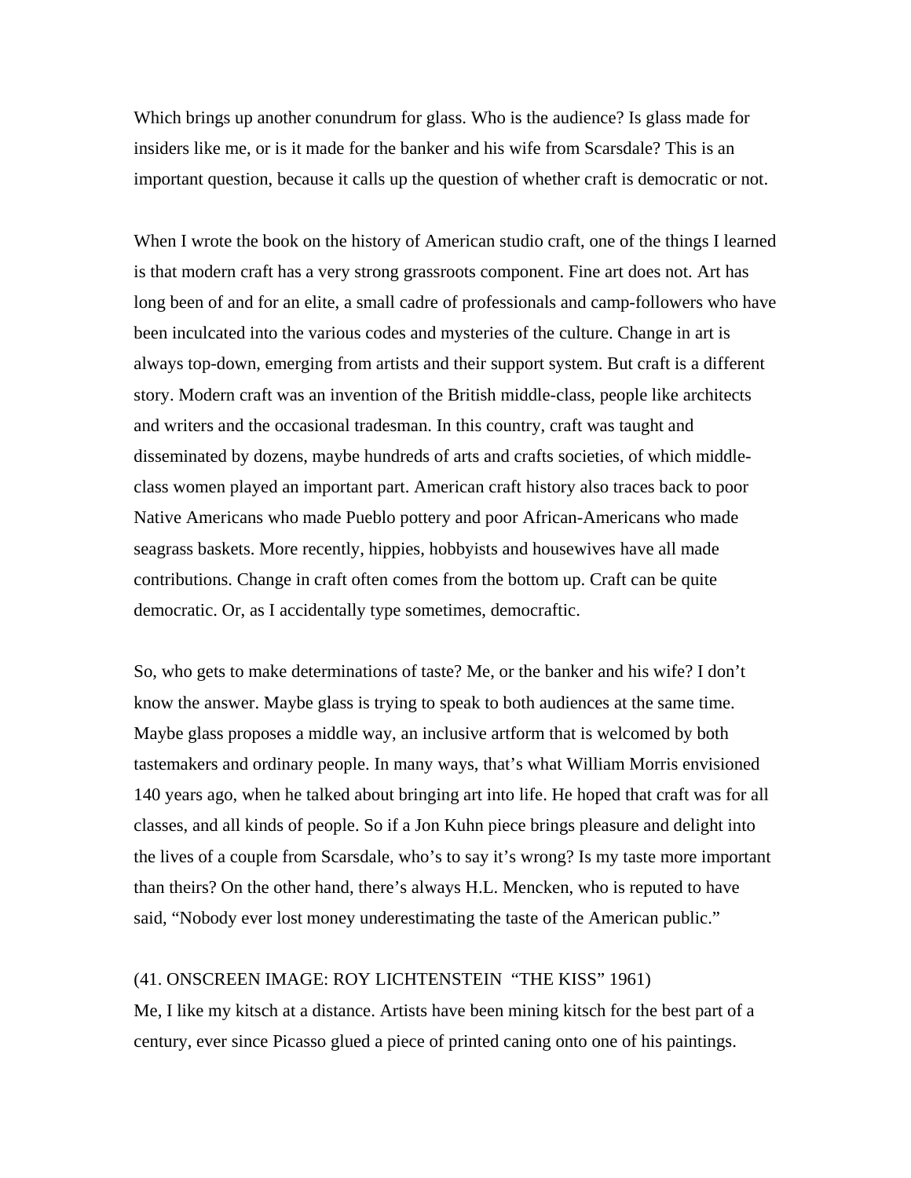Which brings up another conundrum for glass. Who is the audience? Is glass made for insiders like me, or is it made for the banker and his wife from Scarsdale? This is an important question, because it calls up the question of whether craft is democratic or not.

When I wrote the book on the history of American studio craft, one of the things I learned is that modern craft has a very strong grassroots component. Fine art does not. Art has long been of and for an elite, a small cadre of professionals and camp-followers who have been inculcated into the various codes and mysteries of the culture. Change in art is always top-down, emerging from artists and their support system. But craft is a different story. Modern craft was an invention of the British middle-class, people like architects and writers and the occasional tradesman. In this country, craft was taught and disseminated by dozens, maybe hundreds of arts and crafts societies, of which middle-class women played an important part. American craft history also traces back to poor Native Americans who made Pueblo pottery and poor African-Americans who made seagrass baskets. More recently, hippies, hobbyists and housewives have all made contributions. Change in craft often comes from the bottom up. Craft can be quite democratic. Or, as I accidentally type sometimes, democraftic.

So, who gets to make determinations of taste? Me, or the banker and his wife? I don't know the answer. Maybe glass is trying to speak to both audiences at the same time. Maybe glass proposes a middle way, an inclusive artform that is welcomed by both tastemakers and ordinary people. In many ways, that's what William Morris envisioned 140 years ago, when he talked about bringing art into life. He hoped that craft was for all classes, and all kinds of people. So if a Jon Kuhn piece brings pleasure and delight into the lives of a couple from Scarsdale, who's to say it's wrong? Is my taste more important than theirs? On the other hand, there's always H.L. Mencken, who is reputed to have said, "Nobody ever lost money underestimating the taste of the American public."

(41. ONSCREEN IMAGE: ROY LICHTENSTEIN "THE KISS" 1961)
Me, I like my kitsch at a distance. Artists have been mining kitsch for the best part of a century, ever since Picasso glued a piece of printed caning onto one of his paintings.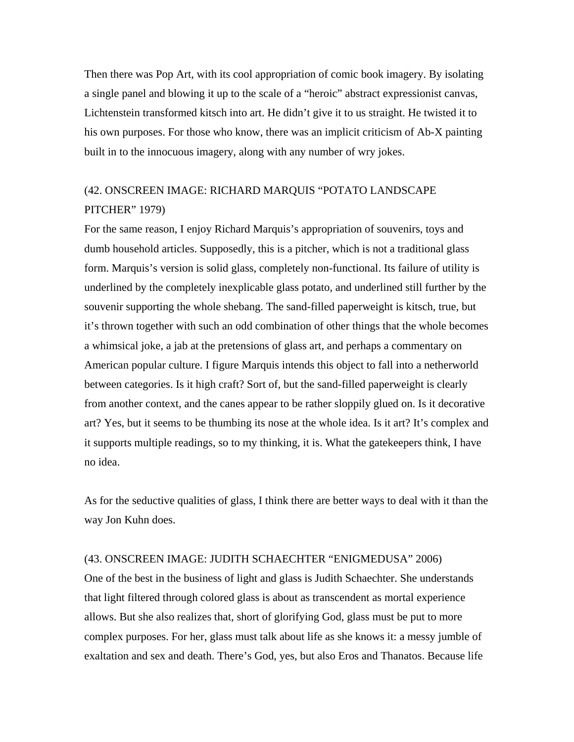Then there was Pop Art, with its cool appropriation of comic book imagery. By isolating a single panel and blowing it up to the scale of a "heroic" abstract expressionist canvas, Lichtenstein transformed kitsch into art. He didn't give it to us straight. He twisted it to his own purposes. For those who know, there was an implicit criticism of Ab-X painting built in to the innocuous imagery, along with any number of wry jokes.

(42. ONSCREEN IMAGE: RICHARD MARQUIS "POTATO LANDSCAPE PITCHER" 1979)

For the same reason, I enjoy Richard Marquis's appropriation of souvenirs, toys and dumb household articles. Supposedly, this is a pitcher, which is not a traditional glass form. Marquis's version is solid glass, completely non-functional. Its failure of utility is underlined by the completely inexplicable glass potato, and underlined still further by the souvenir supporting the whole shebang. The sand-filled paperweight is kitsch, true, but it's thrown together with such an odd combination of other things that the whole becomes a whimsical joke, a jab at the pretensions of glass art, and perhaps a commentary on American popular culture. I figure Marquis intends this object to fall into a netherworld between categories. Is it high craft? Sort of, but the sand-filled paperweight is clearly from another context, and the canes appear to be rather sloppily glued on. Is it decorative art? Yes, but it seems to be thumbing its nose at the whole idea. Is it art? It's complex and it supports multiple readings, so to my thinking, it is. What the gatekeepers think, I have no idea.

As for the seductive qualities of glass, I think there are better ways to deal with it than the way Jon Kuhn does.

(43. ONSCREEN IMAGE: JUDITH SCHAECHTER "ENIGMEDUSA" 2006)

One of the best in the business of light and glass is Judith Schaechter. She understands that light filtered through colored glass is about as transcendent as mortal experience allows. But she also realizes that, short of glorifying God, glass must be put to more complex purposes. For her, glass must talk about life as she knows it: a messy jumble of exaltation and sex and death. There's God, yes, but also Eros and Thanatos. Because life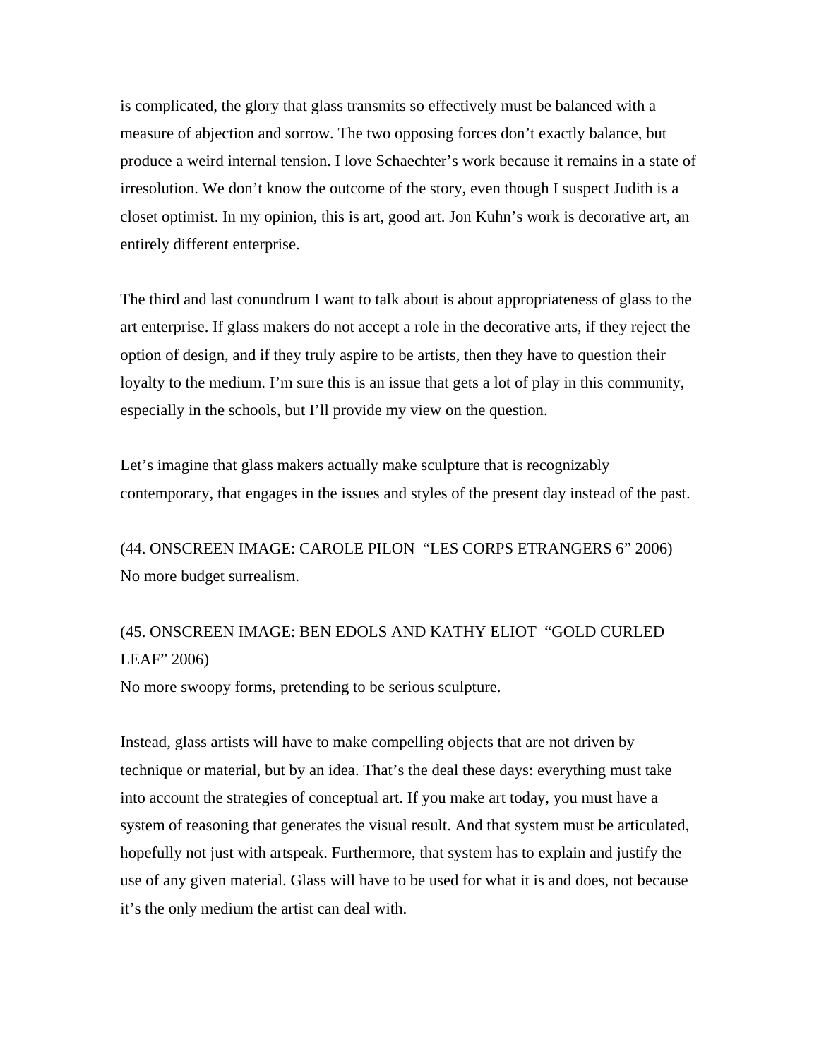is complicated, the glory that glass transmits so effectively must be balanced with a measure of abjection and sorrow. The two opposing forces don't exactly balance, but produce a weird internal tension. I love Schaechter's work because it remains in a state of irresolution. We don't know the outcome of the story, even though I suspect Judith is a closet optimist. In my opinion, this is art, good art. Jon Kuhn's work is decorative art, an entirely different enterprise.

The third and last conundrum I want to talk about is about appropriateness of glass to the art enterprise. If glass makers do not accept a role in the decorative arts, if they reject the option of design, and if they truly aspire to be artists, then they have to question their loyalty to the medium. I'm sure this is an issue that gets a lot of play in this community, especially in the schools, but I'll provide my view on the question.

Let's imagine that glass makers actually make sculpture that is recognizably contemporary, that engages in the issues and styles of the present day instead of the past.

(44. ONSCREEN IMAGE: CAROLE PILON "LES CORPS ETRANGERS 6" 2006)
No more budget surrealism.

(45. ONSCREEN IMAGE: BEN EDOLS AND KATHY ELIOT "GOLD CURLED LEAF" 2006)
No more swoopy forms, pretending to be serious sculpture.

Instead, glass artists will have to make compelling objects that are not driven by technique or material, but by an idea. That's the deal these days: everything must take into account the strategies of conceptual art. If you make art today, you must have a system of reasoning that generates the visual result. And that system must be articulated, hopefully not just with artspeak. Furthermore, that system has to explain and justify the use of any given material. Glass will have to be used for what it is and does, not because it's the only medium the artist can deal with.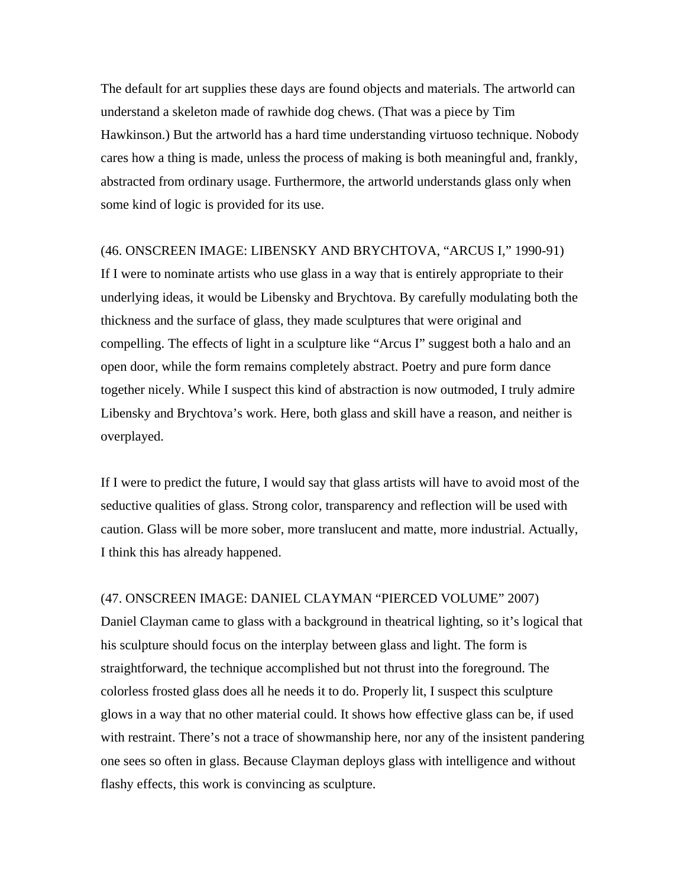The default for art supplies these days are found objects and materials. The artworld can understand a skeleton made of rawhide dog chews. (That was a piece by Tim Hawkinson.) But the artworld has a hard time understanding virtuoso technique. Nobody cares how a thing is made, unless the process of making is both meaningful and, frankly, abstracted from ordinary usage. Furthermore, the artworld understands glass only when some kind of logic is provided for its use.

(46. ONSCREEN IMAGE: LIBENSKY AND BRYCHTOVA, "ARCUS I," 1990-91)
If I were to nominate artists who use glass in a way that is entirely appropriate to their underlying ideas, it would be Libensky and Brychtova. By carefully modulating both the thickness and the surface of glass, they made sculptures that were original and compelling. The effects of light in a sculpture like "Arcus I" suggest both a halo and an open door, while the form remains completely abstract. Poetry and pure form dance together nicely. While I suspect this kind of abstraction is now outmoded, I truly admire Libensky and Brychtova's work. Here, both glass and skill have a reason, and neither is overplayed.

If I were to predict the future, I would say that glass artists will have to avoid most of the seductive qualities of glass. Strong color, transparency and reflection will be used with caution. Glass will be more sober, more translucent and matte, more industrial. Actually, I think this has already happened.

(47. ONSCREEN IMAGE: DANIEL CLAYMAN "PIERCED VOLUME" 2007)
Daniel Clayman came to glass with a background in theatrical lighting, so it's logical that his sculpture should focus on the interplay between glass and light. The form is straightforward, the technique accomplished but not thrust into the foreground. The colorless frosted glass does all he needs it to do. Properly lit, I suspect this sculpture glows in a way that no other material could. It shows how effective glass can be, if used with restraint. There's not a trace of showmanship here, nor any of the insistent pandering one sees so often in glass. Because Clayman deploys glass with intelligence and without flashy effects, this work is convincing as sculpture.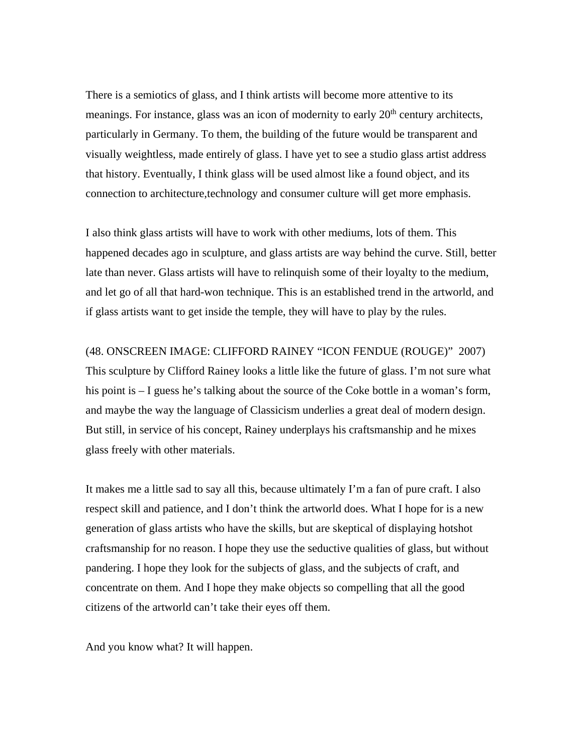There is a semiotics of glass, and I think artists will become more attentive to its meanings. For instance, glass was an icon of modernity to early 20th century architects, particularly in Germany. To them, the building of the future would be transparent and visually weightless, made entirely of glass. I have yet to see a studio glass artist address that history. Eventually, I think glass will be used almost like a found object, and its connection to architecture,technology and consumer culture will get more emphasis.

I also think glass artists will have to work with other mediums, lots of them. This happened decades ago in sculpture, and glass artists are way behind the curve. Still, better late than never. Glass artists will have to relinquish some of their loyalty to the medium, and let go of all that hard-won technique. This is an established trend in the artworld, and if glass artists want to get inside the temple, they will have to play by the rules.

(48. ONSCREEN IMAGE: CLIFFORD RAINEY "ICON FENDUE (ROUGE)" 2007)
This sculpture by Clifford Rainey looks a little like the future of glass. I'm not sure what his point is – I guess he's talking about the source of the Coke bottle in a woman's form, and maybe the way the language of Classicism underlies a great deal of modern design. But still, in service of his concept, Rainey underplays his craftsmanship and he mixes glass freely with other materials.

It makes me a little sad to say all this, because ultimately I'm a fan of pure craft. I also respect skill and patience, and I don't think the artworld does. What I hope for is a new generation of glass artists who have the skills, but are skeptical of displaying hotshot craftsmanship for no reason. I hope they use the seductive qualities of glass, but without pandering. I hope they look for the subjects of glass, and the subjects of craft, and concentrate on them. And I hope they make objects so compelling that all the good citizens of the artworld can't take their eyes off them.

And you know what? It will happen.